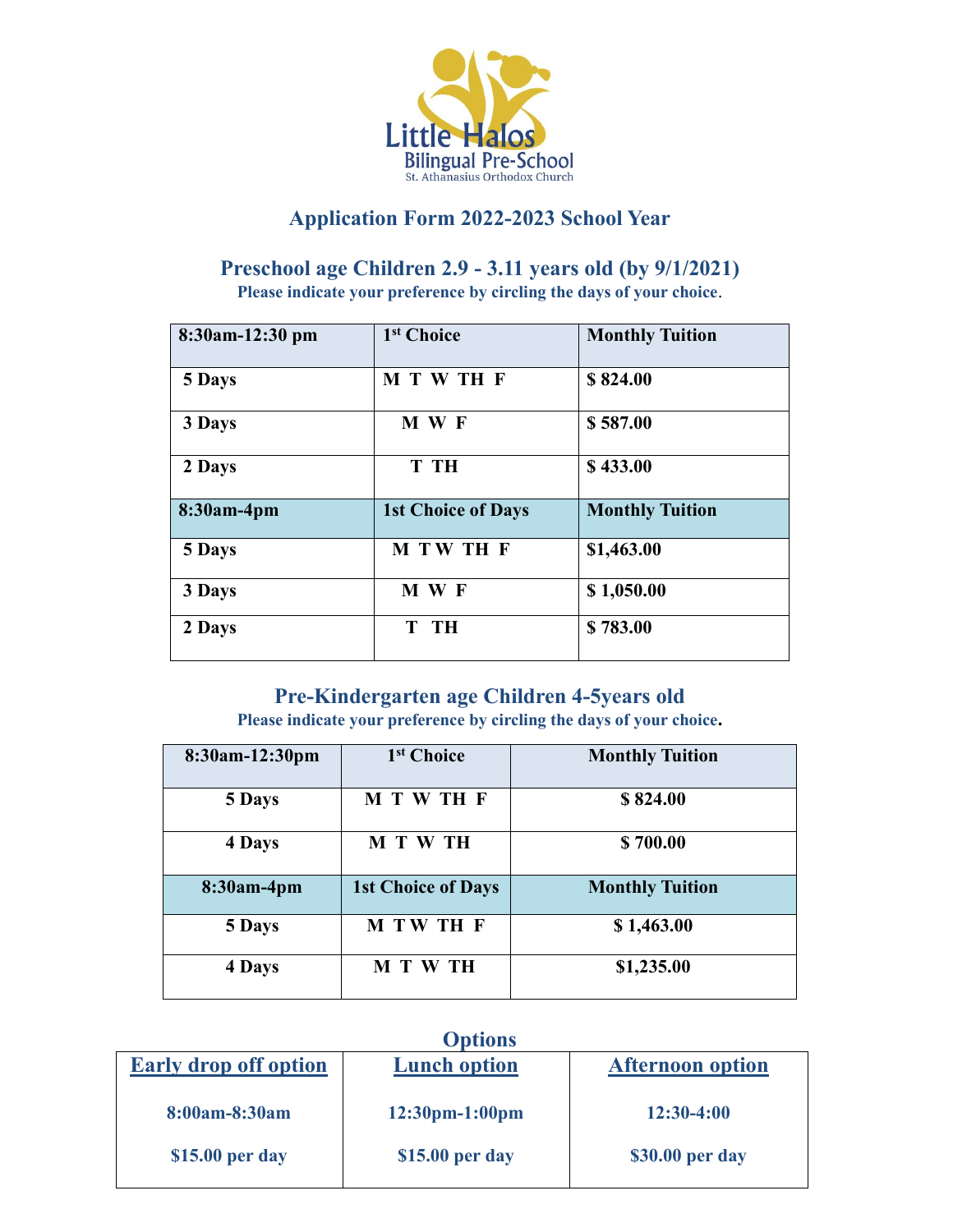Little Halos
Bilingual Pre-School
St. Athanasius Orthodox Church

## Application Form 2022-2023 School Year

### Preschool age Children 2.9 - 3.11 years old (by 9/1/2021)

**Please indicate your preference by circling the days of your choice.**

| 8:30am-12:30 pm | 1st Choice | Monthly Tuition |
|---|---|---|
| 5 Days | M T W TH F | $ 824.00 |
| 3 Days | M W F | $ 587.00 |
| 2 Days | T TH | $ 433.00 |
| **8:30am-4pm** | **1st Choice of Days** | **Monthly Tuition** |
| 5 Days | M T W TH F | $1,463.00 |
| 3 Days | M W F | $ 1,050.00 |
| 2 Days | T TH | $ 783.00 |

### Pre-Kindergarten age Children 4-5years old

**Please indicate your preference by circling the days of your choice.**

| 8:30am-12:30pm | 1st Choice | Monthly Tuition |
|---|---|---|
| 5 Days | M T W TH F | $ 824.00 |
| 4 Days | M T W TH | $ 700.00 |
| **8:30am-4pm** | **1st Choice of Days** | **Monthly Tuition** |
| 5 Days | M T W TH F | $ 1,463.00 |
| 4 Days | M T W TH | $1,235.00 |

### Options

| Early drop off option | Lunch option | Afternoon option |
|---|---|---|
| 8:00am-8:30am | 12:30pm-1:00pm | 12:30-4:00 |
| $15.00 per day | $15.00 per day | $30.00 per day |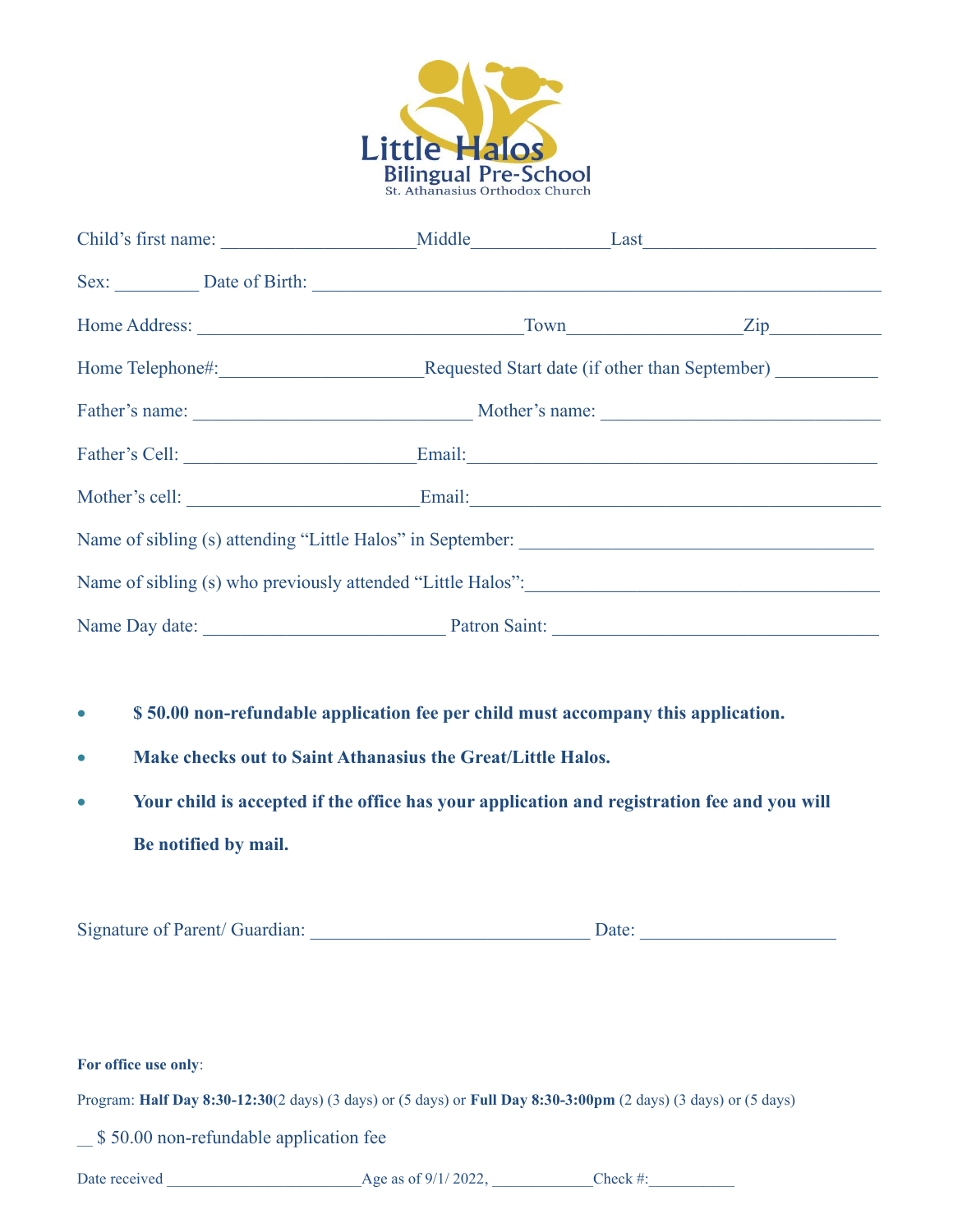# Little Halos

## Bilingual Pre-School

St. Athanasius Orthodox Church

Child's first name: ____________________Middle______________Last________________________

Sex: _________ Date of Birth: ____________________________________________________________

Home Address: __________________________________Town__________________Zip____________

Home Telephone#:_____________________Requested Start date (if other than September) ___________

Father's name: _____________________________ Mother's name: _____________________________

Father's Cell: ________________________Email:___________________________________________

Mother's cell: ________________________Email:___________________________________________

Name of sibling (s) attending "Little Halos" in September: _____________________________________

Name of sibling (s) who previously attended "Little Halos":_____________________________________

Name Day date: _________________________ Patron Saint: __________________________________

- **$ 50.00 non-refundable application fee per child must accompany this application.**
- **Make checks out to Saint Athanasius the Great/Little Halos.**
- **Your child is accepted if the office has your application and registration fee and you will Be notified by mail.**

Signature of Parent/ Guardian: _____________________________ Date: ____________________

**For office use only**:

Program: **Half Day 8:30-12:30**(2 days) (3 days) or (5 days) or **Full Day 8:30-3:00pm** (2 days) (3 days) or (5 days)

__ $ 50.00 non-refundable application fee

Date received _______________________Age as of 9/1/ 2022, ____________Check #:__________